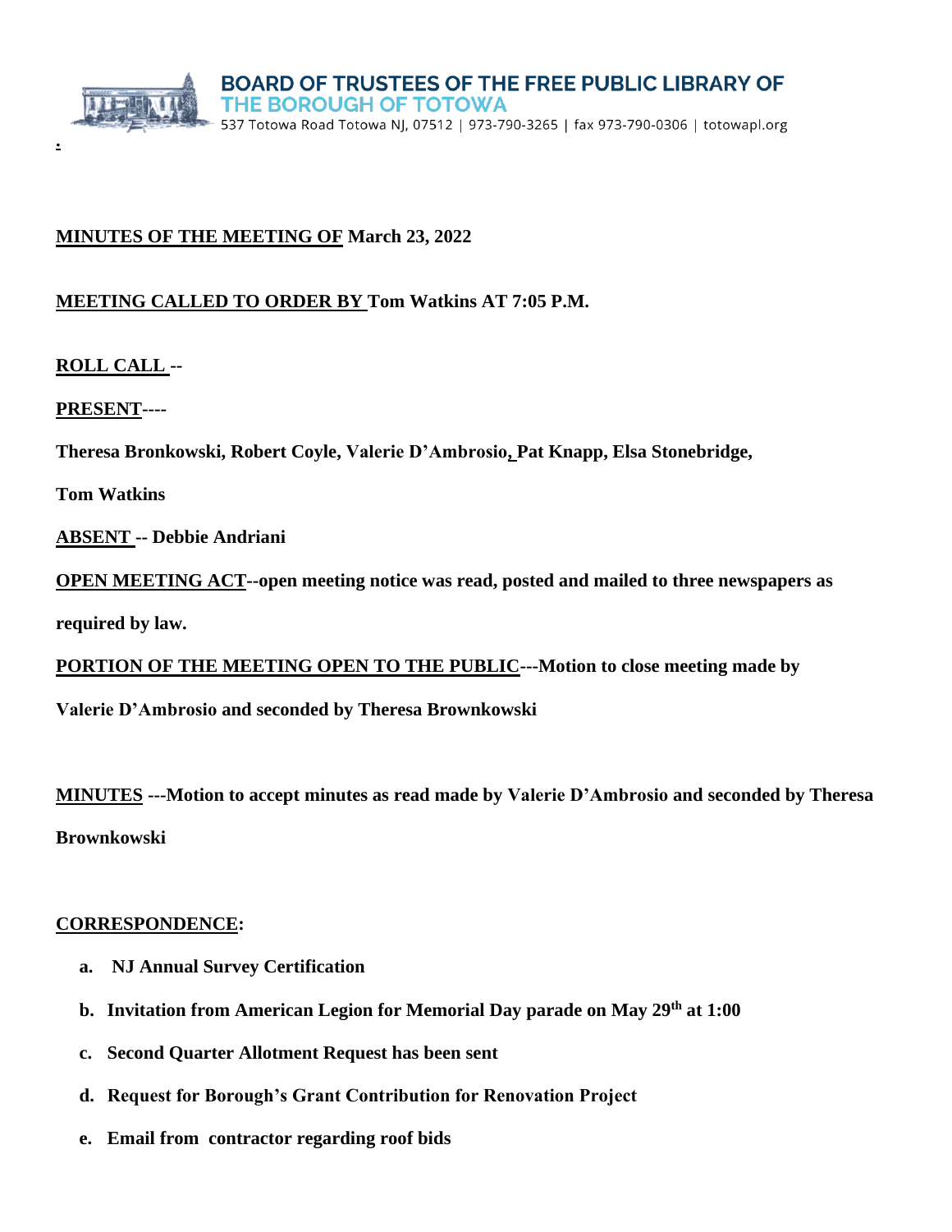**BOARD OF TRUSTEES OF THE FREE PUBLIC LIBRARY OF THE BOROUGH OF TOTOWA**

537 Totowa Road Totowa NJ, 07512 | 973-790-3265 | fax 973-790-0306 | totowapl.org

**MINUTES OF THE MEETING OF March 23, 2022**

**MEETING CALLED TO ORDER BY Tom Watkins AT 7:05 P.M.**

**ROLL CALL --**

**PRESENT----**

**Theresa Bronkowski, Robert Coyle, Valerie D'Ambrosio, Pat Knapp, Elsa Stonebridge, Tom Watkins**

**ABSENT -- Debbie Andriani**

**OPEN MEETING ACT--open meeting notice was read, posted and mailed to three newspapers as required by law.**

**PORTION OF THE MEETING OPEN TO THE PUBLIC---Motion to close meeting made by Valerie D'Ambrosio and seconded by Theresa Brownkowski**

**MINUTES ---Motion to accept minutes as read made by Valerie D'Ambrosio and seconded by Theresa Brownkowski**

**CORRESPONDENCE:**

a. **NJ Annual Survey Certification**
b. **Invitation from American Legion for Memorial Day parade on May 29th at 1:00**
c. **Second Quarter Allotment Request has been sent**
d. **Request for Borough's Grant Contribution for Renovation Project**
e. **Email from contractor regarding roof bids**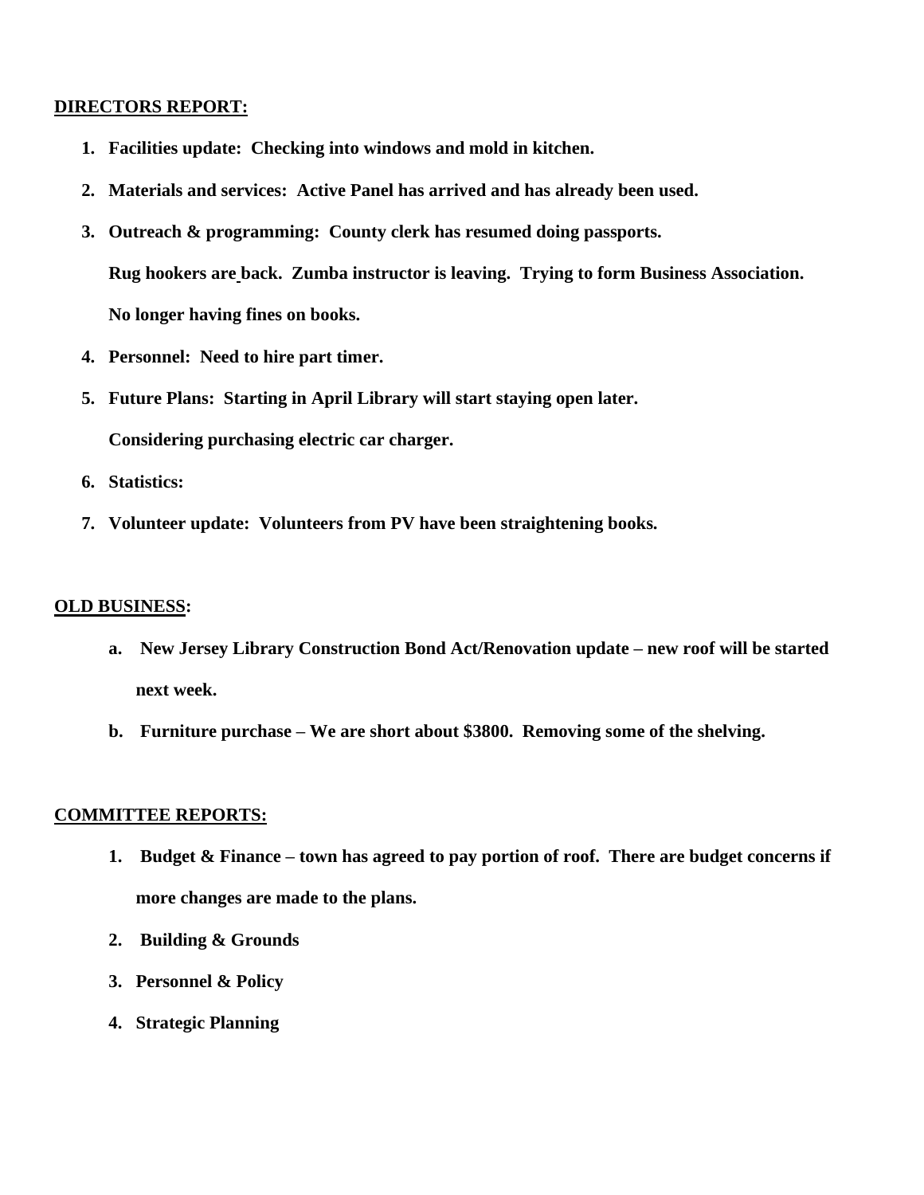**DIRECTORS REPORT:**

1. **Facilities update: Checking into windows and mold in kitchen.**
2. **Materials and services: Active Panel has arrived and has already been used.**
3. **Outreach & programming: County clerk has resumed doing passports.**

   **Rug hookers are back. Zumba instructor is leaving. Trying to form Business Association.**

   **No longer having fines on books.**
4. **Personnel: Need to hire part timer.**
5. **Future Plans: Starting in April Library will start staying open later.**

   **Considering purchasing electric car charger.**
6. **Statistics:**
7. **Volunteer update: Volunteers from PV have been straightening books.**

**OLD BUSINESS:**

- **a. New Jersey Library Construction Bond Act/Renovation update – new roof will be started next week.**
- **b. Furniture purchase – We are short about $3800. Removing some of the shelving.**

**COMMITTEE REPORTS:**

1. **Budget & Finance – town has agreed to pay portion of roof. There are budget concerns if more changes are made to the plans.**
2. **Building & Grounds**
3. **Personnel & Policy**
4. **Strategic Planning**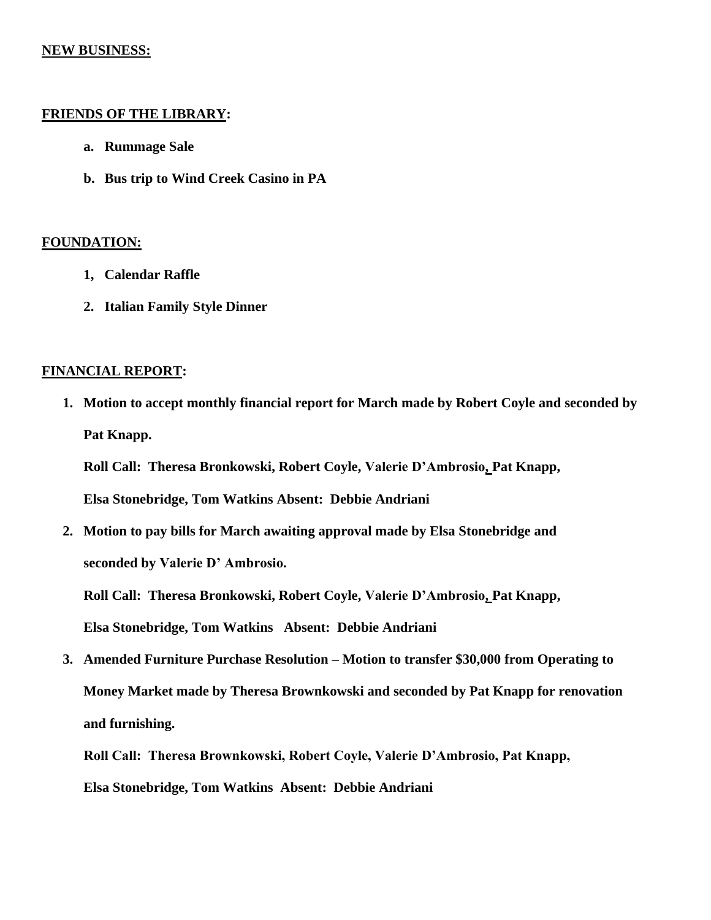**NEW BUSINESS:**

**FRIENDS OF THE LIBRARY:**

- **a. Rummage Sale**
- **b. Bus trip to Wind Creek Casino in PA**

**FOUNDATION:**

- **1, Calendar Raffle**
- **2. Italian Family Style Dinner**

**FINANCIAL REPORT:**

1. **Motion to accept monthly financial report for March made by Robert Coyle and seconded by Pat Knapp.**

   **Roll Call: Theresa Bronkowski, Robert Coyle, Valerie D'Ambrosio, Pat Knapp, Elsa Stonebridge, Tom Watkins Absent: Debbie Andriani**

2. **Motion to pay bills for March awaiting approval made by Elsa Stonebridge and seconded by Valerie D' Ambrosio.**

   **Roll Call: Theresa Bronkowski, Robert Coyle, Valerie D'Ambrosio, Pat Knapp, Elsa Stonebridge, Tom Watkins Absent: Debbie Andriani**

3. **Amended Furniture Purchase Resolution – Motion to transfer $30,000 from Operating to Money Market made by Theresa Brownkowski and seconded by Pat Knapp for renovation and furnishing.**

   **Roll Call: Theresa Brownkowski, Robert Coyle, Valerie D'Ambrosio, Pat Knapp, Elsa Stonebridge, Tom Watkins Absent: Debbie Andriani**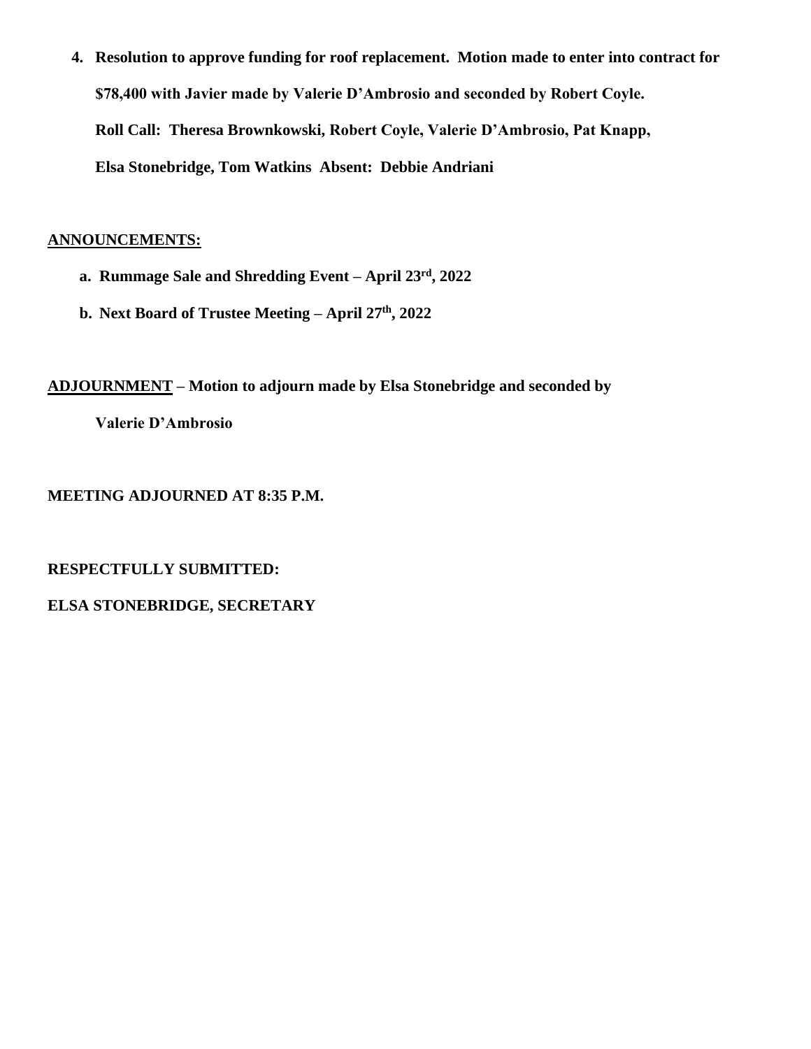4. **Resolution to approve funding for roof replacement. Motion made to enter into contract for $78,400 with Javier made by Valerie D'Ambrosio and seconded by Robert Coyle.**
   **Roll Call: Theresa Brownkowski, Robert Coyle, Valerie D'Ambrosio, Pat Knapp, Elsa Stonebridge, Tom Watkins Absent: Debbie Andriani**

**ANNOUNCEMENTS:**

a. **Rummage Sale and Shredding Event – April 23rd, 2022**

b. **Next Board of Trustee Meeting – April 27th, 2022**

**ADJOURNMENT – Motion to adjourn made by Elsa Stonebridge and seconded by Valerie D'Ambrosio**

**MEETING ADJOURNED AT 8:35 P.M.**

**RESPECTFULLY SUBMITTED:**

**ELSA STONEBRIDGE, SECRETARY**